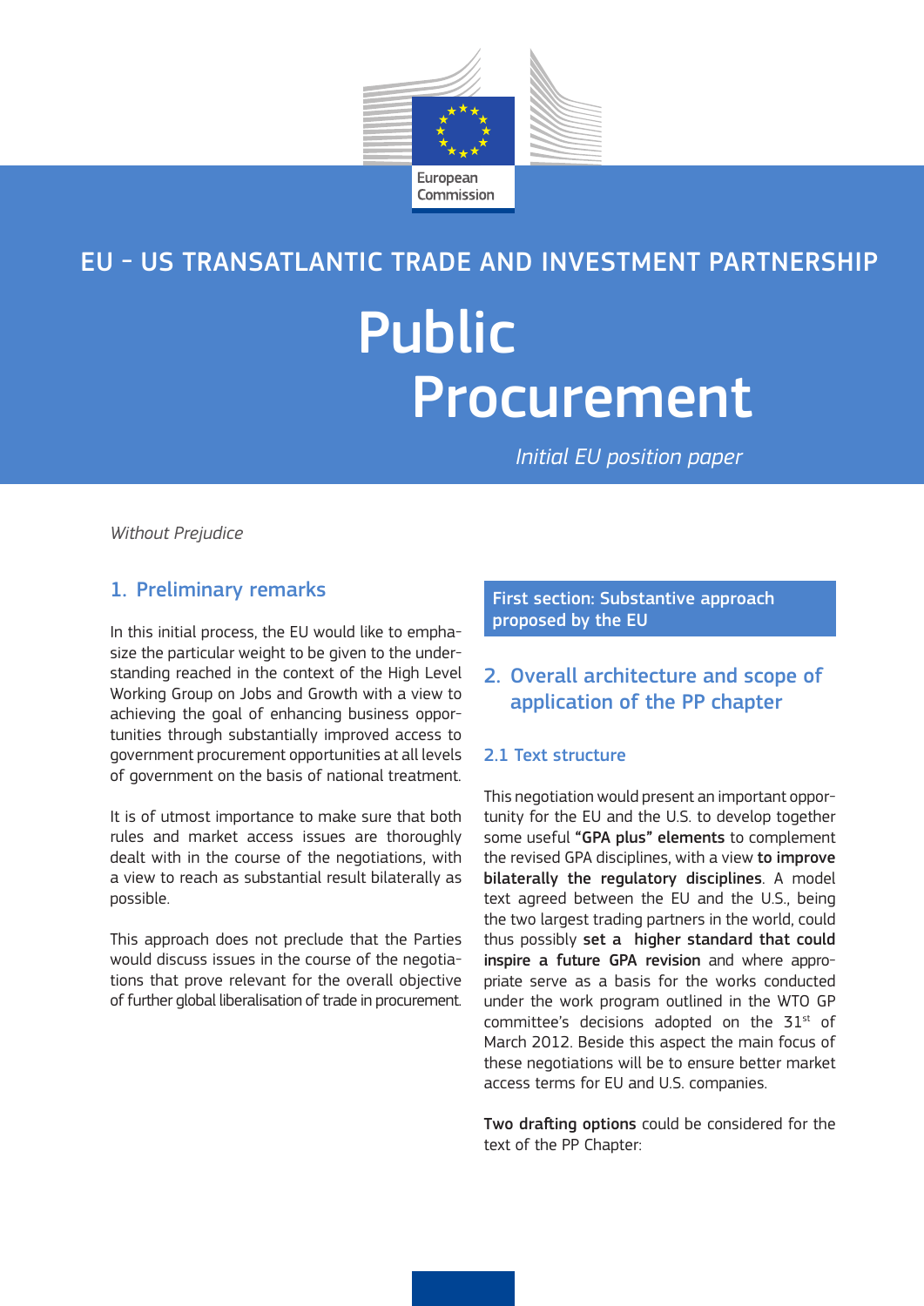European Commission

EU – US TRANSATLANTIC TRADE AND INVESTMENT PARTNERSHIP

# Public Procurement

*Initial EU position paper*

*Without Prejudice*

## 1. Preliminary remarks

In this initial process, the EU would like to emphasize the particular weight to be given to the understanding reached in the context of the High Level Working Group on Jobs and Growth with a view to achieving the goal of enhancing business opportunities through substantially improved access to government procurement opportunities at all levels of government on the basis of national treatment.

It is of utmost importance to make sure that both rules and market access issues are thoroughly dealt with in the course of the negotiations, with a view to reach as substantial result bilaterally as possible.

This approach does not preclude that the Parties would discuss issues in the course of the negotiations that prove relevant for the overall objective of further global liberalisation of trade in procurement.

**First section: Substantive approach proposed by the EU**

## 2. Overall architecture and scope of application of the PP chapter

### 2.1 Text structure

This negotiation would present an important opportunity for the EU and the U.S. to develop together some useful **"GPA plus" elements** to complement the revised GPA disciplines, with a view **to improve bilaterally the regulatory disciplines**. A model text agreed between the EU and the U.S., being the two largest trading partners in the world, could thus possibly **set a higher standard that could inspire a future GPA revision** and where appropriate serve as a basis for the works conducted under the work program outlined in the WTO GP committee's decisions adopted on the 31st of March 2012. Beside this aspect the main focus of these negotiations will be to ensure better market access terms for EU and U.S. companies.

**Two drafting options** could be considered for the text of the PP Chapter: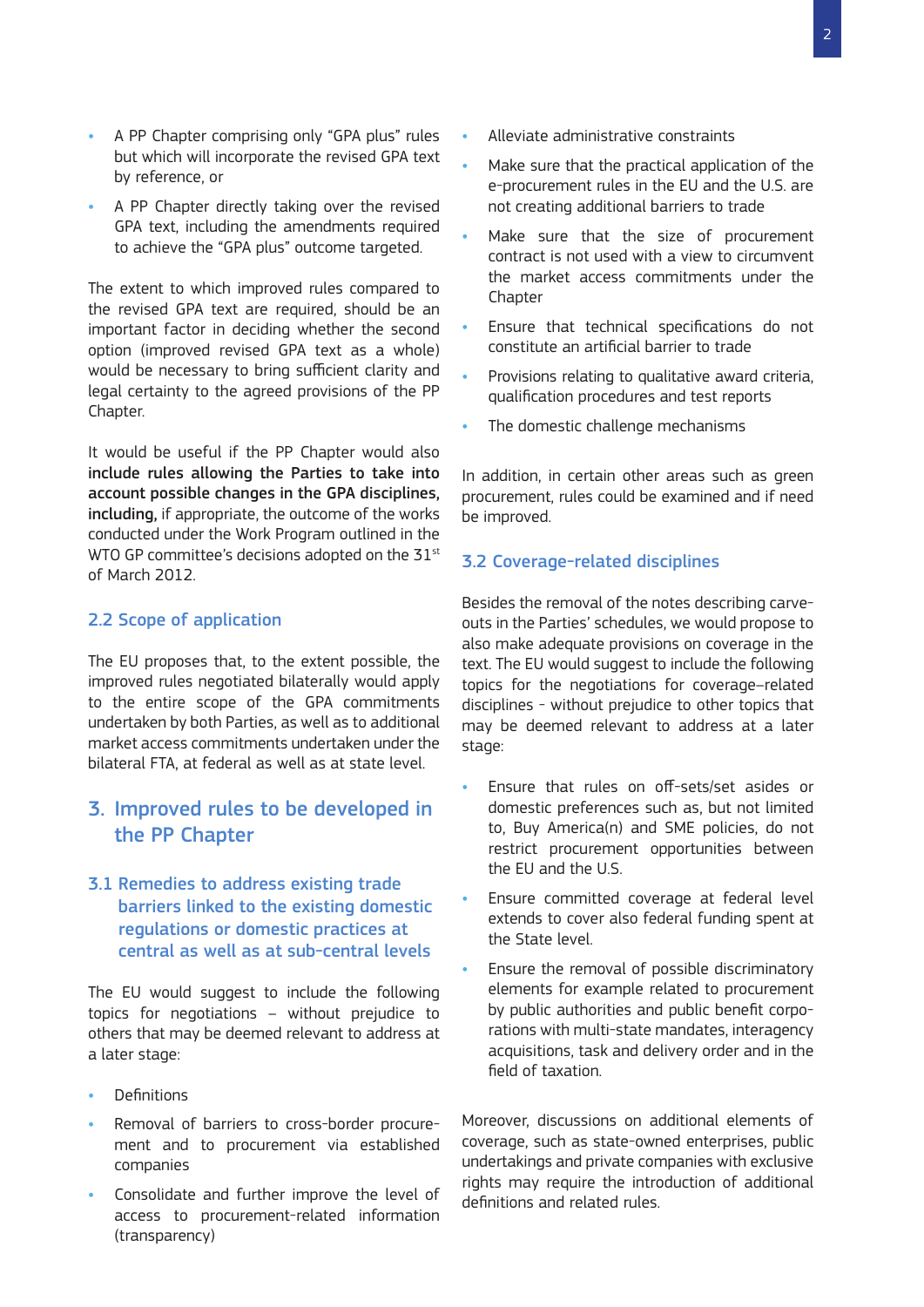- A PP Chapter comprising only "GPA plus" rules but which will incorporate the revised GPA text by reference, or
- A PP Chapter directly taking over the revised GPA text, including the amendments required to achieve the "GPA plus" outcome targeted.

The extent to which improved rules compared to the revised GPA text are required, should be an important factor in deciding whether the second option (improved revised GPA text as a whole) would be necessary to bring sufficient clarity and legal certainty to the agreed provisions of the PP Chapter.

It would be useful if the PP Chapter would also **include rules allowing the Parties to take into account possible changes in the GPA disciplines, including,** if appropriate, the outcome of the works conducted under the Work Program outlined in the WTO GP committee's decisions adopted on the 31st of March 2012.

### 2.2 Scope of application

The EU proposes that, to the extent possible, the improved rules negotiated bilaterally would apply to the entire scope of the GPA commitments undertaken by both Parties, as well as to additional market access commitments undertaken under the bilateral FTA, at federal as well as at state level.

## 3. Improved rules to be developed in the PP Chapter

### 3.1 Remedies to address existing trade barriers linked to the existing domestic regulations or domestic practices at central as well as at sub-central levels

The EU would suggest to include the following topics for negotiations – without prejudice to others that may be deemed relevant to address at a later stage:

- Definitions
- Removal of barriers to cross-border procurement and to procurement via established companies
- Consolidate and further improve the level of access to procurement-related information (transparency)
- Alleviate administrative constraints
- Make sure that the practical application of the e-procurement rules in the EU and the U.S. are not creating additional barriers to trade
- Make sure that the size of procurement contract is not used with a view to circumvent the market access commitments under the Chapter
- Ensure that technical specifications do not constitute an artificial barrier to trade
- Provisions relating to qualitative award criteria, qualification procedures and test reports
- The domestic challenge mechanisms

In addition, in certain other areas such as green procurement, rules could be examined and if need be improved.

### 3.2 Coverage-related disciplines

Besides the removal of the notes describing carve-outs in the Parties' schedules, we would propose to also make adequate provisions on coverage in the text. The EU would suggest to include the following topics for the negotiations for coverage–related disciplines - without prejudice to other topics that may be deemed relevant to address at a later stage:

- Ensure that rules on off-sets/set asides or domestic preferences such as, but not limited to, Buy America(n) and SME policies, do not restrict procurement opportunities between the EU and the U.S.
- Ensure committed coverage at federal level extends to cover also federal funding spent at the State level.
- Ensure the removal of possible discriminatory elements for example related to procurement by public authorities and public benefit corporations with multi-state mandates, interagency acquisitions, task and delivery order and in the field of taxation.

Moreover, discussions on additional elements of coverage, such as state-owned enterprises, public undertakings and private companies with exclusive rights may require the introduction of additional definitions and related rules.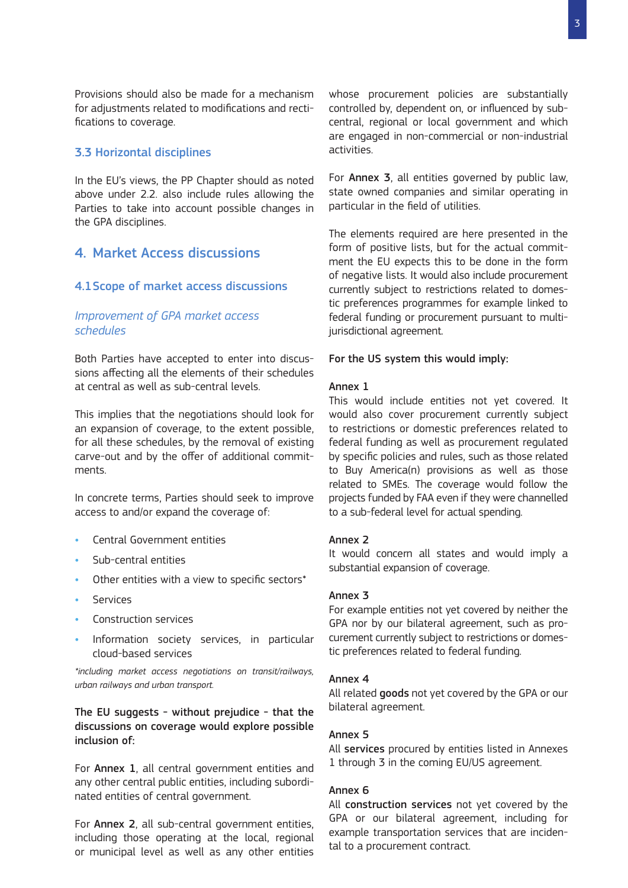Provisions should also be made for a mechanism for adjustments related to modifications and rectifications to coverage.

### 3.3 Horizontal disciplines

In the EU's views, the PP Chapter should as noted above under 2.2. also include rules allowing the Parties to take into account possible changes in the GPA disciplines.

## 4. Market Access discussions

### 4.1 Scope of market access discussions

*Improvement of GPA market access schedules*

Both Parties have accepted to enter into discussions affecting all the elements of their schedules at central as well as sub-central levels.

This implies that the negotiations should look for an expansion of coverage, to the extent possible, for all these schedules, by the removal of existing carve-out and by the offer of additional commitments.

In concrete terms, Parties should seek to improve access to and/or expand the coverage of:

- Central Government entities
- Sub-central entities
- Other entities with a view to specific sectors*
- Services
- Construction services
- Information society services, in particular cloud-based services

*\*including market access negotiations on transit/railways, urban railways and urban transport.*

**The EU suggests - without prejudice - that the discussions on coverage would explore possible inclusion of:**

For **Annex 1**, all central government entities and any other central public entities, including subordinated entities of central government.

For **Annex 2**, all sub-central government entities, including those operating at the local, regional or municipal level as well as any other entities whose procurement policies are substantially controlled by, dependent on, or influenced by sub-central, regional or local government and which are engaged in non-commercial or non-industrial activities.

For **Annex 3**, all entities governed by public law, state owned companies and similar operating in particular in the field of utilities.

The elements required are here presented in the form of positive lists, but for the actual commitment the EU expects this to be done in the form of negative lists. It would also include procurement currently subject to restrictions related to domestic preferences programmes for example linked to federal funding or procurement pursuant to multi-jurisdictional agreement.

**For the US system this would imply:**

**Annex 1**
This would include entities not yet covered. It would also cover procurement currently subject to restrictions or domestic preferences related to federal funding as well as procurement regulated by specific policies and rules, such as those related to Buy America(n) provisions as well as those related to SMEs. The coverage would follow the projects funded by FAA even if they were channelled to a sub-federal level for actual spending.

**Annex 2**
It would concern all states and would imply a substantial expansion of coverage.

**Annex 3**
For example entities not yet covered by neither the GPA nor by our bilateral agreement, such as procurement currently subject to restrictions or domestic preferences related to federal funding.

**Annex 4**
All related **goods** not yet covered by the GPA or our bilateral agreement.

**Annex 5**
All **services** procured by entities listed in Annexes 1 through 3 in the coming EU/US agreement.

**Annex 6**
All **construction services** not yet covered by the GPA or our bilateral agreement, including for example transportation services that are incidental to a procurement contract.